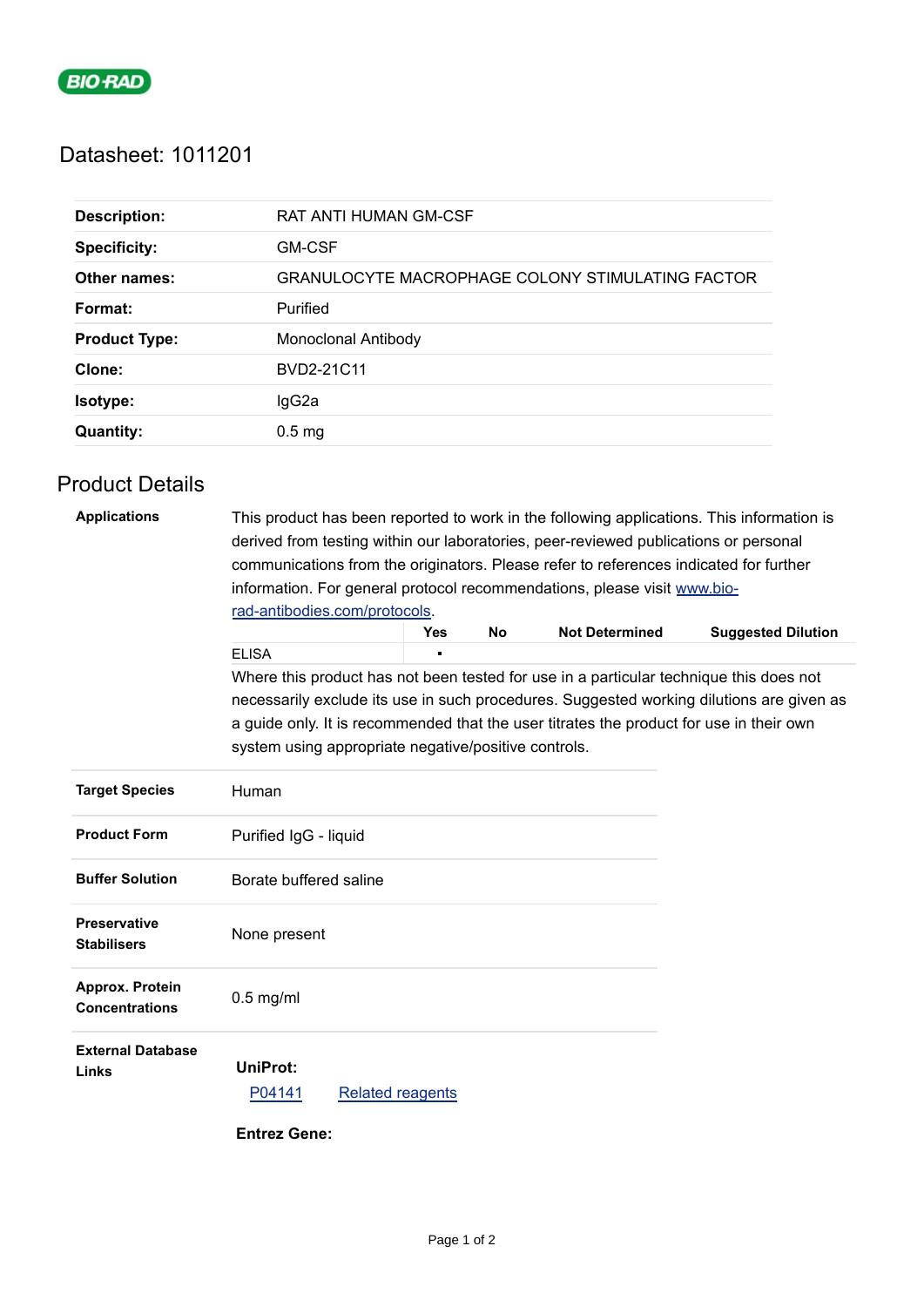# Datasheet: 1011201

| | |
|---|---|
| **Description:** | RAT ANTI HUMAN GM-CSF |
| **Specificity:** | GM-CSF |
| **Other names:** | GRANULOCYTE MACROPHAGE COLONY STIMULATING FACTOR |
| **Format:** | Purified |
| **Product Type:** | Monoclonal Antibody |
| **Clone:** | BVD2-21C11 |
| **Isotype:** | IgG2a |
| **Quantity:** | 0.5 mg |

## Product Details

**Applications**

This product has been reported to work in the following applications. This information is derived from testing within our laboratories, peer-reviewed publications or personal communications from the originators. Please refer to references indicated for further information. For general protocol recommendations, please visit www.bio-rad-antibodies.com/protocols.

| | Yes | No | Not Determined | Suggested Dilution |
|---|---|---|---|---|
| ELISA | ▪ | | | |

Where this product has not been tested for use in a particular technique this does not necessarily exclude its use in such procedures. Suggested working dilutions are given as a guide only. It is recommended that the user titrates the product for use in their own system using appropriate negative/positive controls.

| | |
|---|---|
| **Target Species** | Human |
| **Product Form** | Purified IgG - liquid |
| **Buffer Solution** | Borate buffered saline |
| **Preservative Stabilisers** | None present |
| **Approx. Protein Concentrations** | 0.5 mg/ml |

**External Database Links**

**UniProt:**

P04141    Related reagents

**Entrez Gene:**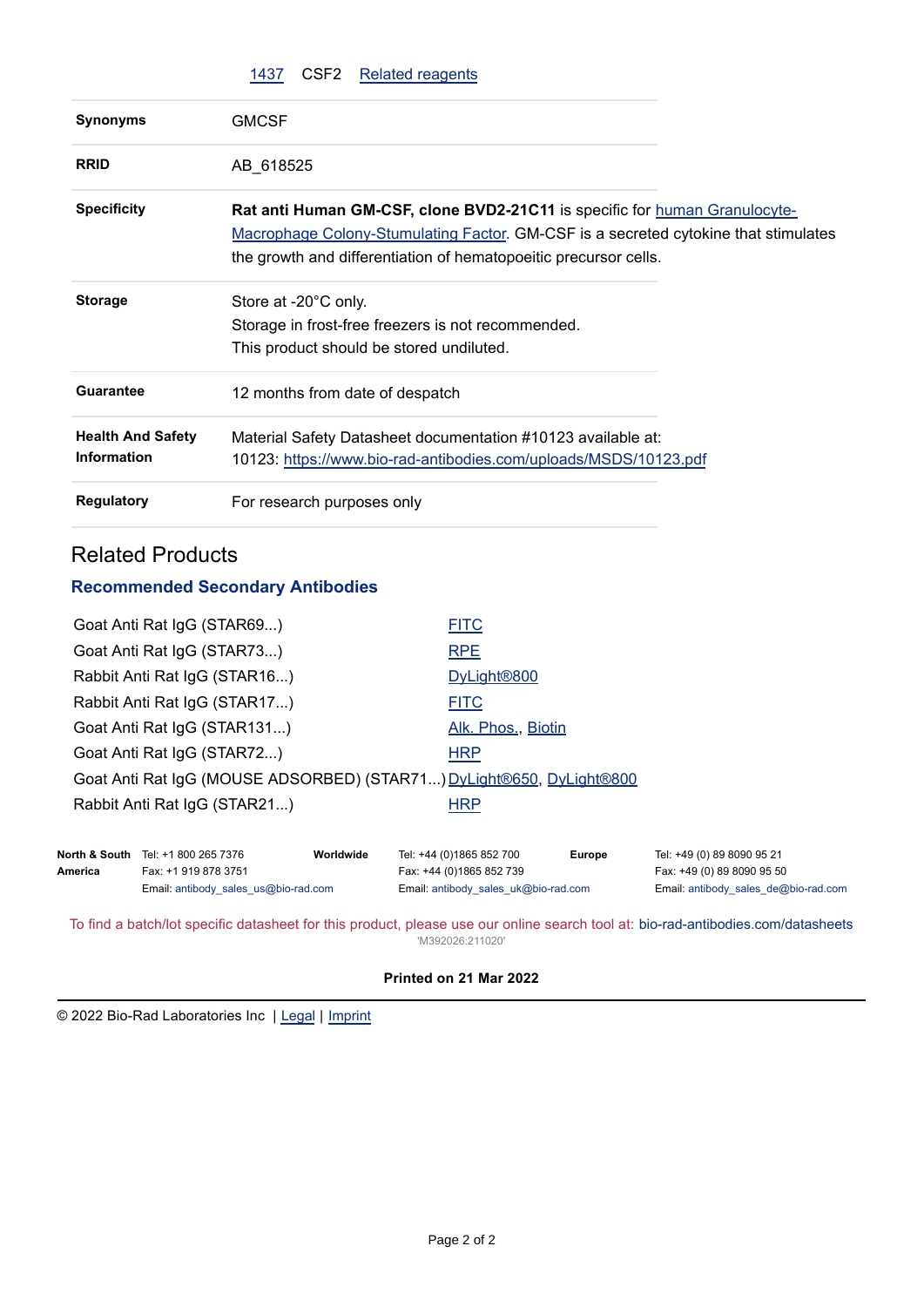| | |
|---|---|
| | 1437 CSF2 Related reagents |
| **Synonyms** | GMCSF |
| **RRID** | AB_618525 |
| **Specificity** | **Rat anti Human GM-CSF, clone BVD2-21C11** is specific for human Granulocyte-Macrophage Colony-Stumulating Factor. GM-CSF is a secreted cytokine that stimulates the growth and differentiation of hematopoeitic precursor cells. |
| **Storage** | Store at -20°C only.<br>Storage in frost-free freezers is not recommended.<br>This product should be stored undiluted. |
| **Guarantee** | 12 months from date of despatch |
| **Health And Safety Information** | Material Safety Datasheet documentation #10123 available at:<br>10123: https://www.bio-rad-antibodies.com/uploads/MSDS/10123.pdf |
| **Regulatory** | For research purposes only |

## Related Products

### Recommended Secondary Antibodies

| | |
|---|---|
| Goat Anti Rat IgG (STAR69...) | FITC |
| Goat Anti Rat IgG (STAR73...) | RPE |
| Rabbit Anti Rat IgG (STAR16...) | DyLight®800 |
| Rabbit Anti Rat IgG (STAR17...) | FITC |
| Goat Anti Rat IgG (STAR131...) | Alk. Phos., Biotin |
| Goat Anti Rat IgG (STAR72...) | HRP |
| Goat Anti Rat IgG (MOUSE ADSORBED) (STAR71...) | DyLight®650, DyLight®800 |
| Rabbit Anti Rat IgG (STAR21...) | HRP |

| | | | | | |
|---|---|---|---|---|---|
| **North & South America** | Tel: +1 800 265 7376<br>Fax: +1 919 878 3751<br>Email: antibody_sales_us@bio-rad.com | **Worldwide** | Tel: +44 (0)1865 852 700<br>Fax: +44 (0)1865 852 739<br>Email: antibody_sales_uk@bio-rad.com | **Europe** | Tel: +49 (0) 89 8090 95 21<br>Fax: +49 (0) 89 8090 95 50<br>Email: antibody_sales_de@bio-rad.com |

To find a batch/lot specific datasheet for this product, please use our online search tool at: bio-rad-antibodies.com/datasheets

'M392026:211020'

**Printed on 21 Mar 2022**

© 2022 Bio-Rad Laboratories Inc | Legal | Imprint